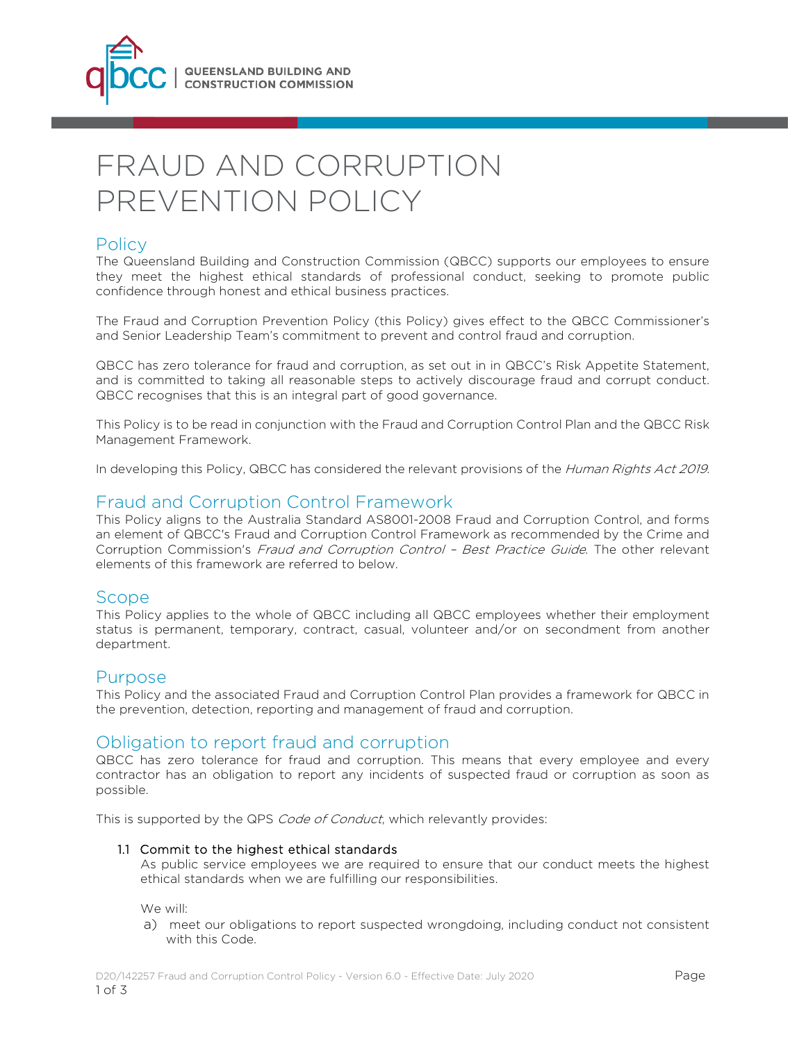# FRAUD AND CORRUPTION PREVENTION POLICY

## Policy

The Queensland Building and Construction Commission (QBCC) supports our employees to ensure they meet the highest ethical standards of professional conduct, seeking to promote public confidence through honest and ethical business practices.

The Fraud and Corruption Prevention Policy (this Policy) gives effect to the QBCC Commissioner's and Senior Leadership Team's commitment to prevent and control fraud and corruption.

QBCC has zero tolerance for fraud and corruption, as set out in in QBCC's Risk Appetite Statement, and is committed to taking all reasonable steps to actively discourage fraud and corrupt conduct. QBCC recognises that this is an integral part of good governance.

This Policy is to be read in conjunction with the Fraud and Corruption Control Plan and the QBCC Risk Management Framework.

In developing this Policy, QBCC has considered the relevant provisions of the *Human Rights Act 2019*.

## Fraud and Corruption Control Framework

This Policy aligns to the Australia Standard AS8001-2008 Fraud and Corruption Control, and forms an element of QBCC's Fraud and Corruption Control Framework as recommended by the Crime and Corruption Commission's *Fraud and Corruption Control – Best Practice Guide*. The other relevant elements of this framework are referred to below.

## Scope

This Policy applies to the whole of QBCC including all QBCC employees whether their employment status is permanent, temporary, contract, casual, volunteer and/or on secondment from another department.

## Purpose

This Policy and the associated Fraud and Corruption Control Plan provides a framework for QBCC in the prevention, detection, reporting and management of fraud and corruption.

## Obligation to report fraud and corruption

QBCC has zero tolerance for fraud and corruption. This means that every employee and every contractor has an obligation to report any incidents of suspected fraud or corruption as soon as possible.

This is supported by the QPS *Code of Conduct*, which relevantly provides:

1.1 Commit to the highest ethical standards

As public service employees we are required to ensure that our conduct meets the highest ethical standards when we are fulfilling our responsibilities.

We will:

a) meet our obligations to report suspected wrongdoing, including conduct not consistent with this Code.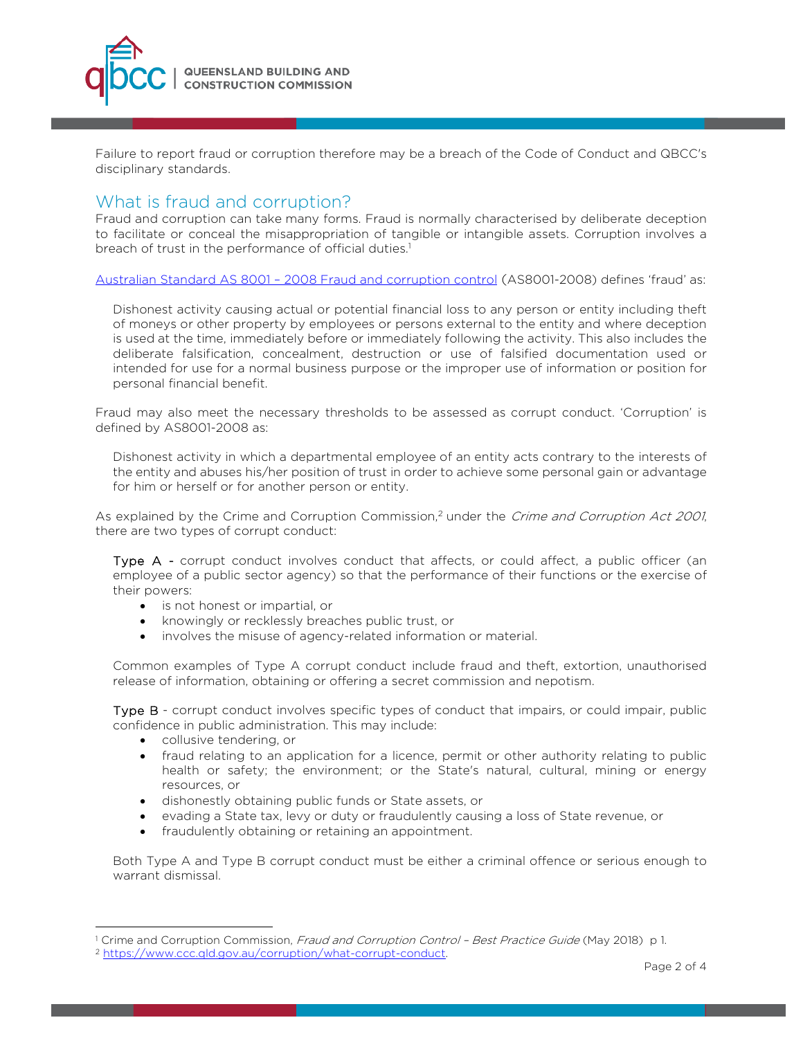Failure to report fraud or corruption therefore may be a breach of the Code of Conduct and QBCC's disciplinary standards.

## What is fraud and corruption?

Fraud and corruption can take many forms. Fraud is normally characterised by deliberate deception to facilitate or conceal the misappropriation of tangible or intangible assets. Corruption involves a breach of trust in the performance of official duties.[1]

[Australian Standard AS 8001 – 2008 Fraud and corruption control](#) (AS8001-2008) defines 'fraud' as:

> Dishonest activity causing actual or potential financial loss to any person or entity including theft of moneys or other property by employees or persons external to the entity and where deception is used at the time, immediately before or immediately following the activity. This also includes the deliberate falsification, concealment, destruction or use of falsified documentation used or intended for use for a normal business purpose or the improper use of information or position for personal financial benefit.

Fraud may also meet the necessary thresholds to be assessed as corrupt conduct. 'Corruption' is defined by AS8001-2008 as:

> Dishonest activity in which a departmental employee of an entity acts contrary to the interests of the entity and abuses his/her position of trust in order to achieve some personal gain or advantage for him or herself or for another person or entity.

As explained by the Crime and Corruption Commission,[2] under the *Crime and Corruption Act 2001*, there are two types of corrupt conduct:

> **Type A** - corrupt conduct involves conduct that affects, or could affect, a public officer (an employee of a public sector agency) so that the performance of their functions or the exercise of their powers:
>
> - is not honest or impartial, or
> - knowingly or recklessly breaches public trust, or
> - involves the misuse of agency-related information or material.
>
> Common examples of Type A corrupt conduct include fraud and theft, extortion, unauthorised release of information, obtaining or offering a secret commission and nepotism.
>
> **Type B** - corrupt conduct involves specific types of conduct that impairs, or could impair, public confidence in public administration. This may include:
>
> - collusive tendering, or
> - fraud relating to an application for a licence, permit or other authority relating to public health or safety; the environment; or the State's natural, cultural, mining or energy resources, or
> - dishonestly obtaining public funds or State assets, or
> - evading a State tax, levy or duty or fraudulently causing a loss of State revenue, or
> - fraudulently obtaining or retaining an appointment.
>
> Both Type A and Type B corrupt conduct must be either a criminal offence or serious enough to warrant dismissal.

---

[1] Crime and Corruption Commission, *Fraud and Corruption Control – Best Practice Guide* (May 2018) p 1.

[2] https://www.ccc.qld.gov.au/corruption/what-corrupt-conduct.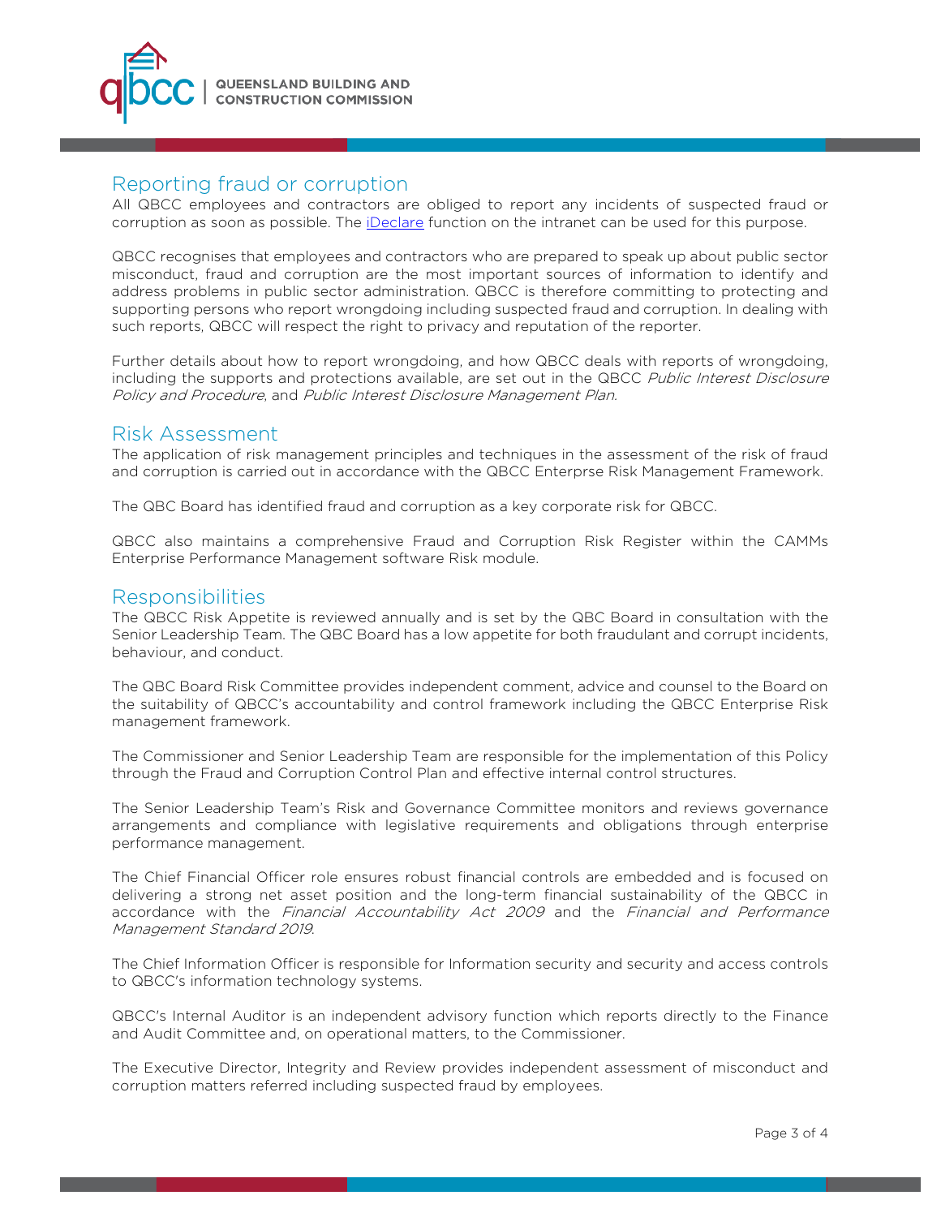## Reporting fraud or corruption

All QBCC employees and contractors are obliged to report any incidents of suspected fraud or corruption as soon as possible. The iDeclare function on the intranet can be used for this purpose.

QBCC recognises that employees and contractors who are prepared to speak up about public sector misconduct, fraud and corruption are the most important sources of information to identify and address problems in public sector administration. QBCC is therefore committing to protecting and supporting persons who report wrongdoing including suspected fraud and corruption. In dealing with such reports, QBCC will respect the right to privacy and reputation of the reporter.

Further details about how to report wrongdoing, and how QBCC deals with reports of wrongdoing, including the supports and protections available, are set out in the QBCC *Public Interest Disclosure Policy and Procedure*, and *Public Interest Disclosure Management Plan.*

## Risk Assessment

The application of risk management principles and techniques in the assessment of the risk of fraud and corruption is carried out in accordance with the QBCC Enterprse Risk Management Framework.

The QBC Board has identified fraud and corruption as a key corporate risk for QBCC.

QBCC also maintains a comprehensive Fraud and Corruption Risk Register within the CAMMs Enterprise Performance Management software Risk module.

## Responsibilities

The QBCC Risk Appetite is reviewed annually and is set by the QBC Board in consultation with the Senior Leadership Team. The QBC Board has a low appetite for both fraudulant and corrupt incidents, behaviour, and conduct.

The QBC Board Risk Committee provides independent comment, advice and counsel to the Board on the suitability of QBCC's accountability and control framework including the QBCC Enterprise Risk management framework.

The Commissioner and Senior Leadership Team are responsible for the implementation of this Policy through the Fraud and Corruption Control Plan and effective internal control structures.

The Senior Leadership Team's Risk and Governance Committee monitors and reviews governance arrangements and compliance with legislative requirements and obligations through enterprise performance management.

The Chief Financial Officer role ensures robust financial controls are embedded and is focused on delivering a strong net asset position and the long-term financial sustainability of the QBCC in accordance with the *Financial Accountability Act 2009* and the *Financial and Performance Management Standard 2019*.

The Chief Information Officer is responsible for Information security and security and access controls to QBCC's information technology systems.

QBCC's Internal Auditor is an independent advisory function which reports directly to the Finance and Audit Committee and, on operational matters, to the Commissioner.

The Executive Director, Integrity and Review provides independent assessment of misconduct and corruption matters referred including suspected fraud by employees.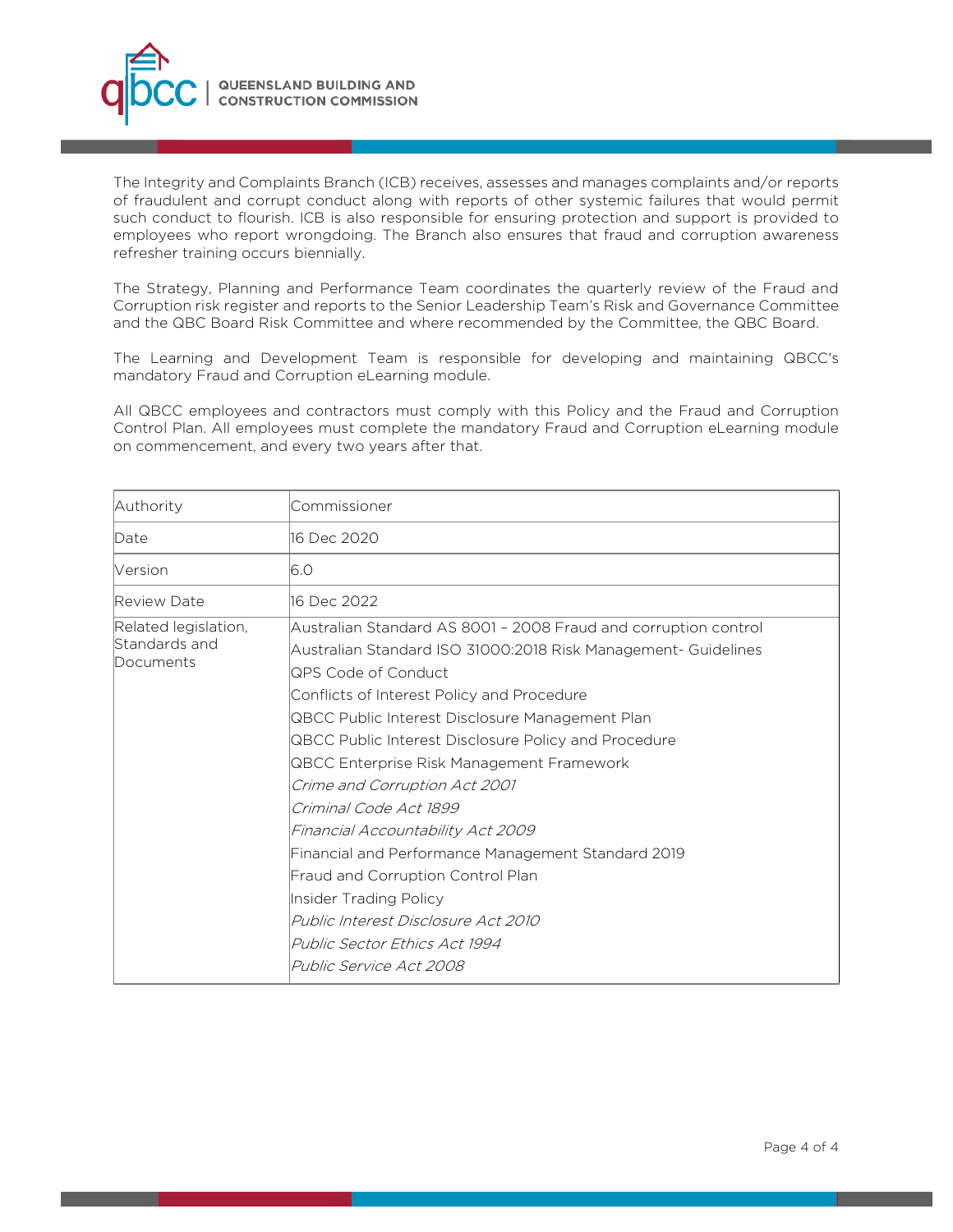The Integrity and Complaints Branch (ICB) receives, assesses and manages complaints and/or reports of fraudulent and corrupt conduct along with reports of other systemic failures that would permit such conduct to flourish. ICB is also responsible for ensuring protection and support is provided to employees who report wrongdoing. The Branch also ensures that fraud and corruption awareness refresher training occurs biennially.

The Strategy, Planning and Performance Team coordinates the quarterly review of the Fraud and Corruption risk register and reports to the Senior Leadership Team's Risk and Governance Committee and the QBC Board Risk Committee and where recommended by the Committee, the QBC Board.

The Learning and Development Team is responsible for developing and maintaining QBCC's mandatory Fraud and Corruption eLearning module.

All QBCC employees and contractors must comply with this Policy and the Fraud and Corruption Control Plan. All employees must complete the mandatory Fraud and Corruption eLearning module on commencement, and every two years after that.

| | |
|---|---|
| Authority | Commissioner |
| Date | 16 Dec 2020 |
| Version | 6.0 |
| Review Date | 16 Dec 2022 |
| Related legislation, Standards and Documents | Australian Standard AS 8001 – 2008 Fraud and corruption control<br>Australian Standard ISO 31000:2018 Risk Management- Guidelines<br>QPS Code of Conduct<br>Conflicts of Interest Policy and Procedure<br>QBCC Public Interest Disclosure Management Plan<br>QBCC Public Interest Disclosure Policy and Procedure<br>QBCC Enterprise Risk Management Framework<br>*Crime and Corruption Act 2001*<br>*Criminal Code Act 1899*<br>*Financial Accountability Act 2009*<br>Financial and Performance Management Standard 2019<br>Fraud and Corruption Control Plan<br>Insider Trading Policy<br>*Public Interest Disclosure Act 2010*<br>*Public Sector Ethics Act 1994*<br>*Public Service Act 2008* |